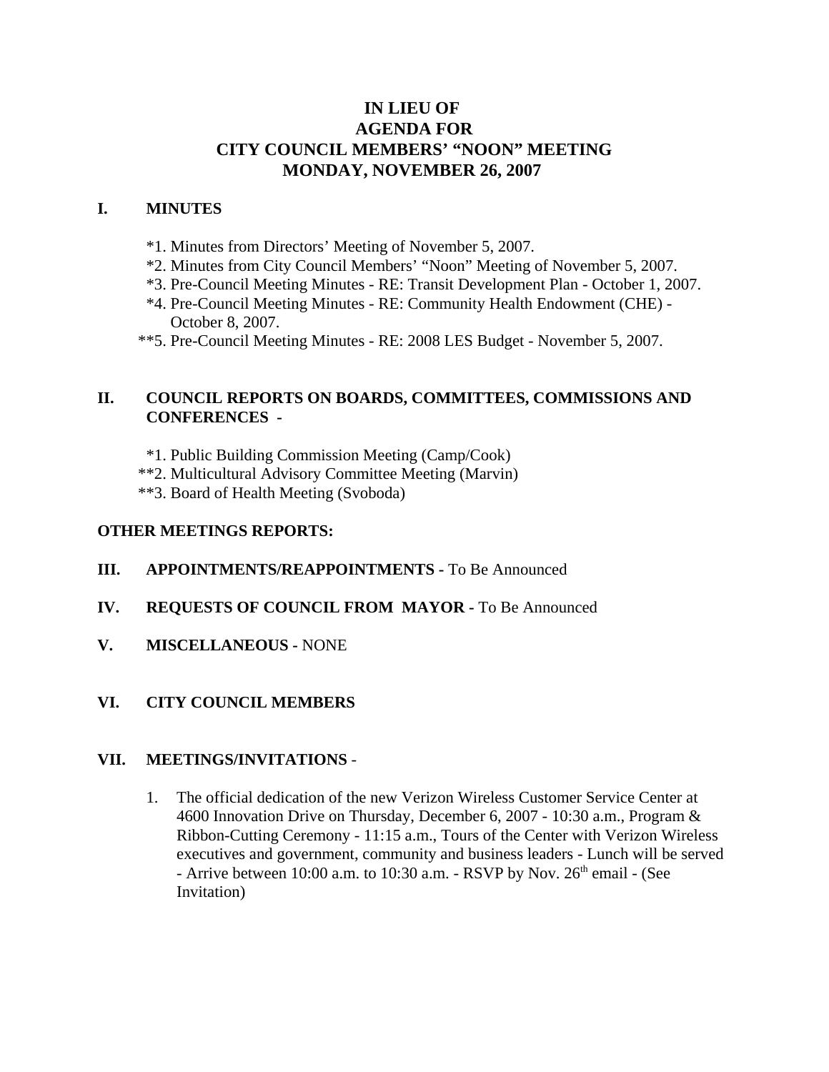# IN LIEU OF
# AGENDA FOR
# CITY COUNCIL MEMBERS' "NOON" MEETING
# MONDAY, NOVEMBER 26, 2007

## I. MINUTES

*1. Minutes from Directors' Meeting of November 5, 2007.

*2. Minutes from City Council Members' "Noon" Meeting of November 5, 2007.

*3. Pre-Council Meeting Minutes - RE: Transit Development Plan - October 1, 2007.

*4. Pre-Council Meeting Minutes - RE: Community Health Endowment (CHE) - October 8, 2007.

**5. Pre-Council Meeting Minutes - RE: 2008 LES Budget - November 5, 2007.

## II. COUNCIL REPORTS ON BOARDS, COMMITTEES, COMMISSIONS AND CONFERENCES -

*1. Public Building Commission Meeting (Camp/Cook)

**2. Multicultural Advisory Committee Meeting (Marvin)

**3. Board of Health Meeting (Svoboda)

**OTHER MEETINGS REPORTS:**

## III. APPOINTMENTS/REAPPOINTMENTS - To Be Announced

## IV. REQUESTS OF COUNCIL FROM MAYOR - To Be Announced

## V. MISCELLANEOUS - NONE

## VI. CITY COUNCIL MEMBERS

## VII. MEETINGS/INVITATIONS -

1. The official dedication of the new Verizon Wireless Customer Service Center at 4600 Innovation Drive on Thursday, December 6, 2007 - 10:30 a.m., Program & Ribbon-Cutting Ceremony - 11:15 a.m., Tours of the Center with Verizon Wireless executives and government, community and business leaders - Lunch will be served - Arrive between 10:00 a.m. to 10:30 a.m. - RSVP by Nov. 26th email - (See Invitation)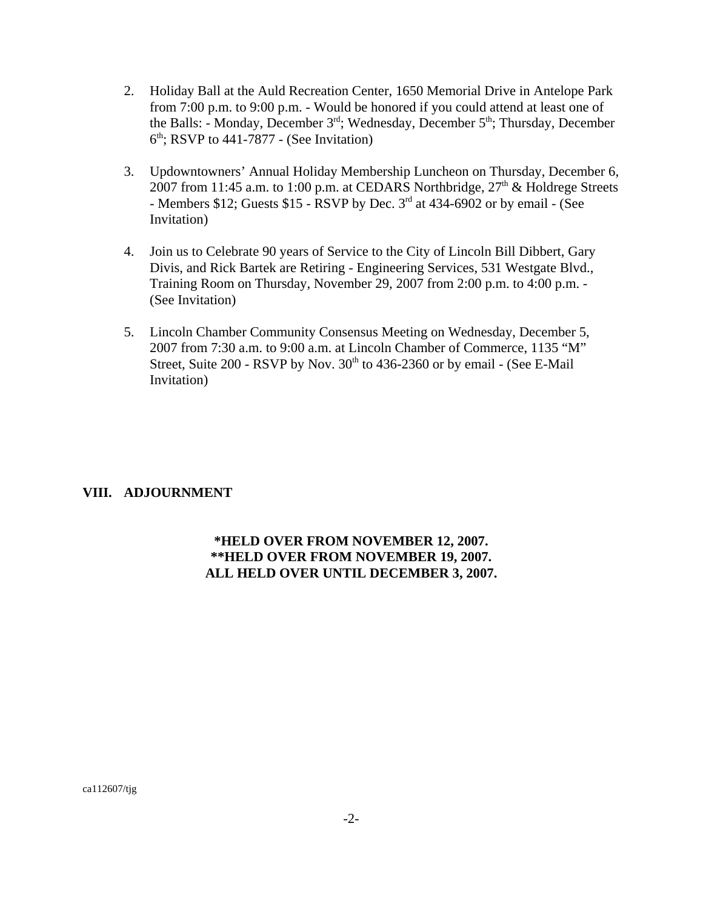2. Holiday Ball at the Auld Recreation Center, 1650 Memorial Drive in Antelope Park from 7:00 p.m. to 9:00 p.m. - Would be honored if you could attend at least one of the Balls: - Monday, December 3rd; Wednesday, December 5th; Thursday, December 6th; RSVP to 441-7877 - (See Invitation)

3. Updowntowners' Annual Holiday Membership Luncheon on Thursday, December 6, 2007 from 11:45 a.m. to 1:00 p.m. at CEDARS Northbridge, 27th & Holdrege Streets - Members $12; Guests $15 - RSVP by Dec. 3rd at 434-6902 or by email - (See Invitation)

4. Join us to Celebrate 90 years of Service to the City of Lincoln Bill Dibbert, Gary Divis, and Rick Bartek are Retiring - Engineering Services, 531 Westgate Blvd., Training Room on Thursday, November 29, 2007 from 2:00 p.m. to 4:00 p.m. - (See Invitation)

5. Lincoln Chamber Community Consensus Meeting on Wednesday, December 5, 2007 from 7:30 a.m. to 9:00 a.m. at Lincoln Chamber of Commerce, 1135 "M" Street, Suite 200 - RSVP by Nov. 30th to 436-2360 or by email - (See E-Mail Invitation)

**VIII. ADJOURNMENT**

**\*HELD OVER FROM NOVEMBER 12, 2007.**
**\*\*HELD OVER FROM NOVEMBER 19, 2007.**
**ALL HELD OVER UNTIL DECEMBER 3, 2007.**

ca112607/tjg